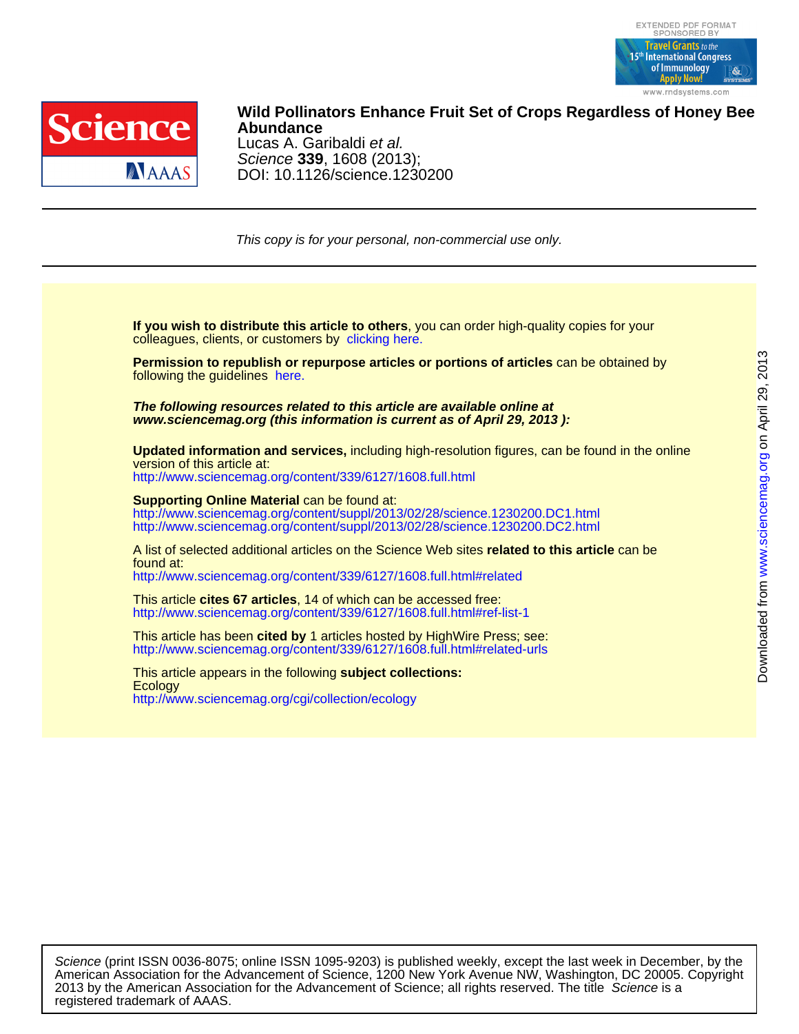# Wild Pollinators Enhance Fruit Set of Crops Regardless of Honey Bee Abundance

Lucas A. Garibaldi *et al.*

*Science* **339**, 1608 (2013);

DOI: 10.1126/science.1230200

*This copy is for your personal, non-commercial use only.*

**If you wish to distribute this article to others**, you can order high-quality copies for your colleagues, clients, or customers by clicking here.

**Permission to republish or repurpose articles or portions of articles** can be obtained by following the guidelines here.

***The following resources related to this article are available online at www.sciencemag.org (this information is current as of April 29, 2013 ):***

**Updated information and services,** including high-resolution figures, can be found in the online version of this article at:
http://www.sciencemag.org/content/339/6127/1608.full.html

**Supporting Online Material** can be found at:
http://www.sciencemag.org/content/suppl/2013/02/28/science.1230200.DC1.html
http://www.sciencemag.org/content/suppl/2013/02/28/science.1230200.DC2.html

A list of selected additional articles on the Science Web sites **related to this article** can be found at:
http://www.sciencemag.org/content/339/6127/1608.full.html#related

This article **cites 67 articles**, 14 of which can be accessed free:
http://www.sciencemag.org/content/339/6127/1608.full.html#ref-list-1

This article has been **cited by** 1 articles hosted by HighWire Press; see:
http://www.sciencemag.org/content/339/6127/1608.full.html#related-urls

This article appears in the following **subject collections:**
Ecology
http://www.sciencemag.org/cgi/collection/ecology

*Science* (print ISSN 0036-8075; online ISSN 1095-9203) is published weekly, except the last week in December, by the American Association for the Advancement of Science, 1200 New York Avenue NW, Washington, DC 20005. Copyright 2013 by the American Association for the Advancement of Science; all rights reserved. The title *Science* is a registered trademark of AAAS.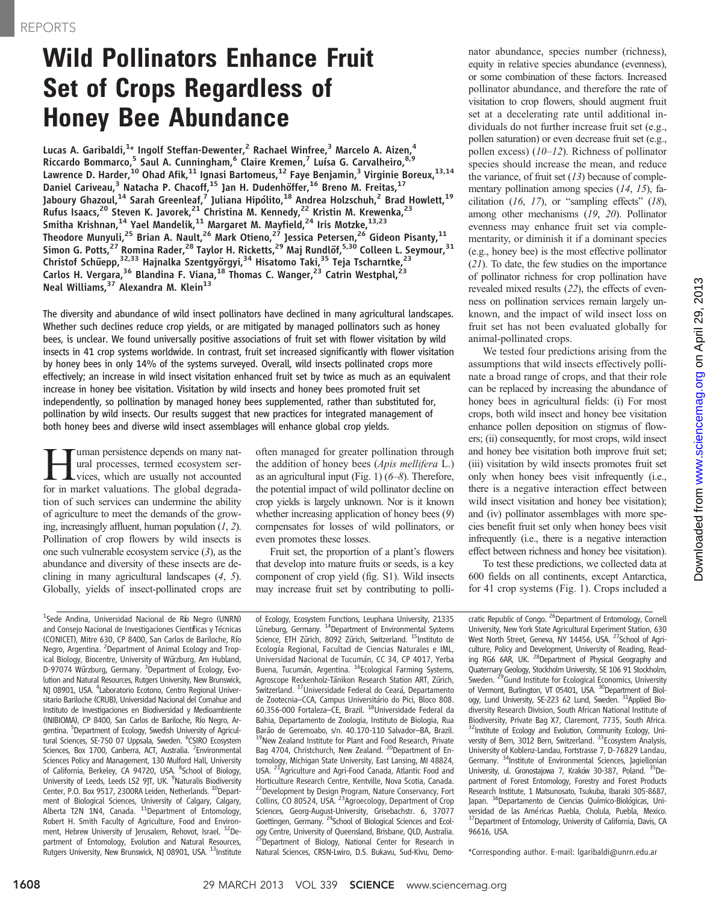# Wild Pollinators Enhance Fruit Set of Crops Regardless of Honey Bee Abundance

Lucas A. Garibaldi,[1]* Ingolf Steffan-Dewenter,[2] Rachael Winfree,[3] Marcelo A. Aizen,[4] Riccardo Bommarco,[5] Saul A. Cunningham,[6] Claire Kremen,[7] Luísa G. Carvalheiro,[8,9] Lawrence D. Harder,[10] Ohad Afik,[11] Ignasi Bartomeus,[12] Faye Benjamin,[3] Virginie Boreux,[13,14] Daniel Cariveau,[3] Natacha P. Chacoff,[15] Jan H. Dudenhöffer,[16] Breno M. Freitas,[17] Jaboury Ghazoul,[14] Sarah Greenleaf,[7] Juliana Hipólito,[18] Andrea Holzschuh,[2] Brad Howlett,[19] Rufus Isaacs,[20] Steven K. Javorek,[21] Christina M. Kennedy,[22] Kristin M. Krewenka,[23] Smitha Krishnan,[14] Yael Mandelik,[11] Margaret M. Mayfield,[24] Iris Motzke,[13,23] Theodore Munyuli,[25] Brian A. Nault,[26] Mark Otieno,[27] Jessica Petersen,[26] Gideon Pisanty,[11] Simon G. Potts,[27] Romina Rader,[28] Taylor H. Ricketts,[29] Maj Rundlöf,[5,30] Colleen L. Seymour,[31] Christof Schüepp,[32,33] Hajnalka Szentgyörgyi,[34] Hisatomo Taki,[35] Teja Tscharntke,[23] Carlos H. Vergara,[36] Blandina F. Viana,[18] Thomas C. Wanger,[23] Catrin Westphal,[23] Neal Williams,[37] Alexandra M. Klein[13]

**The diversity and abundance of wild insect pollinators have declined in many agricultural landscapes. Whether such declines reduce crop yields, or are mitigated by managed pollinators such as honey bees, is unclear. We found universally positive associations of fruit set with flower visitation by wild insects in 41 crop systems worldwide. In contrast, fruit set increased significantly with flower visitation by honey bees in only 14% of the systems surveyed. Overall, wild insects pollinated crops more effectively; an increase in wild insect visitation enhanced fruit set by twice as much as an equivalent increase in honey bee visitation. Visitation by wild insects and honey bees promoted fruit set independently, so pollination by managed honey bees supplemented, rather than substituted for, pollination by wild insects. Our results suggest that new practices for integrated management of both honey bees and diverse wild insect assemblages will enhance global crop yields.**

Human persistence depends on many natural processes, termed ecosystem services, which are usually not accounted for in market valuations. The global degradation of such services can undermine the ability of agriculture to meet the demands of the growing, increasingly affluent, human population (*1*, *2*). Pollination of crop flowers by wild insects is one such vulnerable ecosystem service (*3*), as the abundance and diversity of these insects are declining in many agricultural landscapes (*4*, *5*). Globally, yields of insect-pollinated crops are often managed for greater pollination through the addition of honey bees (*Apis mellifera* L.) as an agricultural input (Fig. 1) (*6*–*8*). Therefore, the potential impact of wild pollinator decline on crop yields is largely unknown. Nor is it known whether increasing application of honey bees (*9*) compensates for losses of wild pollinators, or even promotes these losses.

Fruit set, the proportion of a plant's flowers that develop into mature fruits or seeds, is a key component of crop yield (fig. S1). Wild insects may increase fruit set by contributing to pollinator abundance, species number (richness), equity in relative species abundance (evenness), or some combination of these factors. Increased pollinator abundance, and therefore the rate of visitation to crop flowers, should augment fruit set at a decelerating rate until additional individuals do not further increase fruit set (e.g., pollen saturation) or even decrease fruit set (e.g., pollen excess) (*10*–*12*). Richness of pollinator species should increase the mean, and reduce the variance, of fruit set (*13*) because of complementary pollination among species (*14*, *15*), facilitation (*16*, *17*), or "sampling effects" (*18*), among other mechanisms (*19*, *20*). Pollinator evenness may enhance fruit set via complementarity, or diminish it if a dominant species (e.g., honey bee) is the most effective pollinator (*21*). To date, the few studies on the importance of pollinator richness for crop pollination have revealed mixed results (*22*), the effects of evenness on pollination services remain largely unknown, and the impact of wild insect loss on fruit set has not been evaluated globally for animal-pollinated crops.

We tested four predictions arising from the assumptions that wild insects effectively pollinate a broad range of crops, and that their role can be replaced by increasing the abundance of honey bees in agricultural fields: (i) For most crops, both wild insect and honey bee visitation enhance pollen deposition on stigmas of flowers; (ii) consequently, for most crops, wild insect and honey bee visitation both improve fruit set; (iii) visitation by wild insects promotes fruit set only when honey bees visit infrequently (i.e., there is a negative interaction effect between wild insect visitation and honey bee visitation); and (iv) pollinator assemblages with more species benefit fruit set only when honey bees visit infrequently (i.e., there is a negative interaction effect between richness and honey bee visitation).

To test these predictions, we collected data at 600 fields on all continents, except Antarctica, for 41 crop systems (Fig. 1). Crops included a

---

[1]Sede Andina, Universidad Nacional de Río Negro (UNRN) and Consejo Nacional de Investigaciones Científicas y Técnicas (CONICET), Mitre 630, CP 8400, San Carlos de Bariloche, Río Negro, Argentina. [2]Department of Animal Ecology and Tropical Biology, Biocentre, University of Würzburg, Am Hubland, D-97074 Würzburg, Germany. [3]Department of Ecology, Evolution and Natural Resources, Rutgers University, New Brunswick, NJ 08901, USA. [4]Laboratorio Ecotono, Centro Regional Universitario Bariloche (CRUB), Universidad Nacional del Comahue and Instituto de Investigaciones en Biodiversidad y Medioambiente (INIBIOMA), CP 8400, San Carlos de Bariloche, Río Negro, Argentina. [5]Department of Ecology, Swedish University of Agricultural Sciences, SE-750 07 Uppsala, Sweden. [6]CSIRO Ecosystem Sciences, Box 1700, Canberra, ACT, Australia. [7]Environmental Sciences Policy and Management, 130 Mulford Hall, University of California, Berkeley, CA 94720, USA. [8]School of Biology, University of Leeds, Leeds LS2 9JT, UK. [9]Naturalis Biodiversity Center, P.O. Box 9517, 2300RA Leiden, Netherlands. [10]Department of Biological Sciences, University of Calgary, Calgary, Alberta T2N 1N4, Canada. [11]Department of Entomology, Robert H. Smith Faculty of Agriculture, Food and Environment, Hebrew University of Jerusalem, Rehovot, Israel. [12]Department of Entomology, Evolution and Natural Resources, Rutgers University, New Brunswick, NJ 08901, USA. [13]Institute of Ecology, Ecosystem Functions, Leuphana University, 21335 Lüneburg, Germany. [14]Department of Environmental Systems Science, ETH Zürich, 8092 Zürich, Switzerland. [15]Instituto de Ecología Regional, Facultad de Ciencias Naturales e IML, Universidad Nacional de Tucumán, CC 34, CP 4017, Yerba Buena, Tucumán, Argentina. [16]Ecological Farming Systems, Agroscope Reckenholz-Tänikon Research Station ART, Zürich, Switzerland. [17]Universidade Federal do Ceará, Departamento de Zootecnia–CCA, Campus Universitário do Pici, Bloco 808. 60.356-000 Fortaleza–CE, Brazil. [18]Universidade Federal da Bahia, Departamento de Zoologia, Instituto de Biologia, Rua Barão de Geremoabo, s/n. 40.170-110 Salvador–BA, Brazil. [19]New Zealand Institute for Plant and Food Research, Private Bag 4704, Christchurch, New Zealand. [20]Department of Entomology, Michigan State University, East Lansing, MI 48824, USA. [21]Agriculture and Agri-Food Canada, Atlantic Food and Horticulture Research Centre, Kentville, Nova Scotia, Canada. [22]Development by Design Program, Nature Conservancy, Fort Collins, CO 80524, USA. [23]Agroecology, Department of Crop Sciences, Georg-August-University, Grisebachstr. 6, 37077 Goettingen, Germany. [24]School of Biological Sciences and Ecology Centre, University of Queensland, Brisbane, QLD, Australia. [25]Department of Biology, National Center for Research in Natural Sciences, CRSN-Lwiro, D.S. Bukavu, Sud-Kivu, Democratic Republic of Congo. [26]Department of Entomology, Cornell University, New York State Agricultural Experiment Station, 630 West North Street, Geneva, NY 14456, USA. [27]School of Agriculture, Policy and Development, University of Reading, Reading RG6 6AR, UK. [28]Department of Physical Geography and Quaternary Geology, Stockholm University, SE 106 91 Stockholm, Sweden. [29]Gund Institute for Ecological Economics, University of Vermont, Burlington, VT 05401, USA. [30]Department of Biology, Lund University, SE-223 62 Lund, Sweden. [31]Applied Biodiversity Research Division, South African National Institute of Biodiversity, Private Bag X7, Claremont, 7735, South Africa. [32]Institute of Ecology and Evolution, Community Ecology, University of Bern, 3012 Bern, Switzerland. [33]Ecosystem Analysis, University of Koblenz-Landau, Fortstrasse 7, D-76829 Landau, Germany. [34]Institute of Environmental Sciences, Jagiellonian University, ul. Gronostajowa 7, Kraków 30-387, Poland. [35]Department of Forest Entomology, Forestry and Forest Products Research Institute, 1 Matsunosato, Tsukuba, Ibaraki 305-8687, Japan. [36]Departamento de Ciencias Químico-Biológicas, Universidad de las Américas Puebla, Cholula, Puebla, Mexico. [37]Department of Entomology, University of California, Davis, CA 96616, USA.

*Corresponding author. E-mail: lgaribaldi@unrn.edu.ar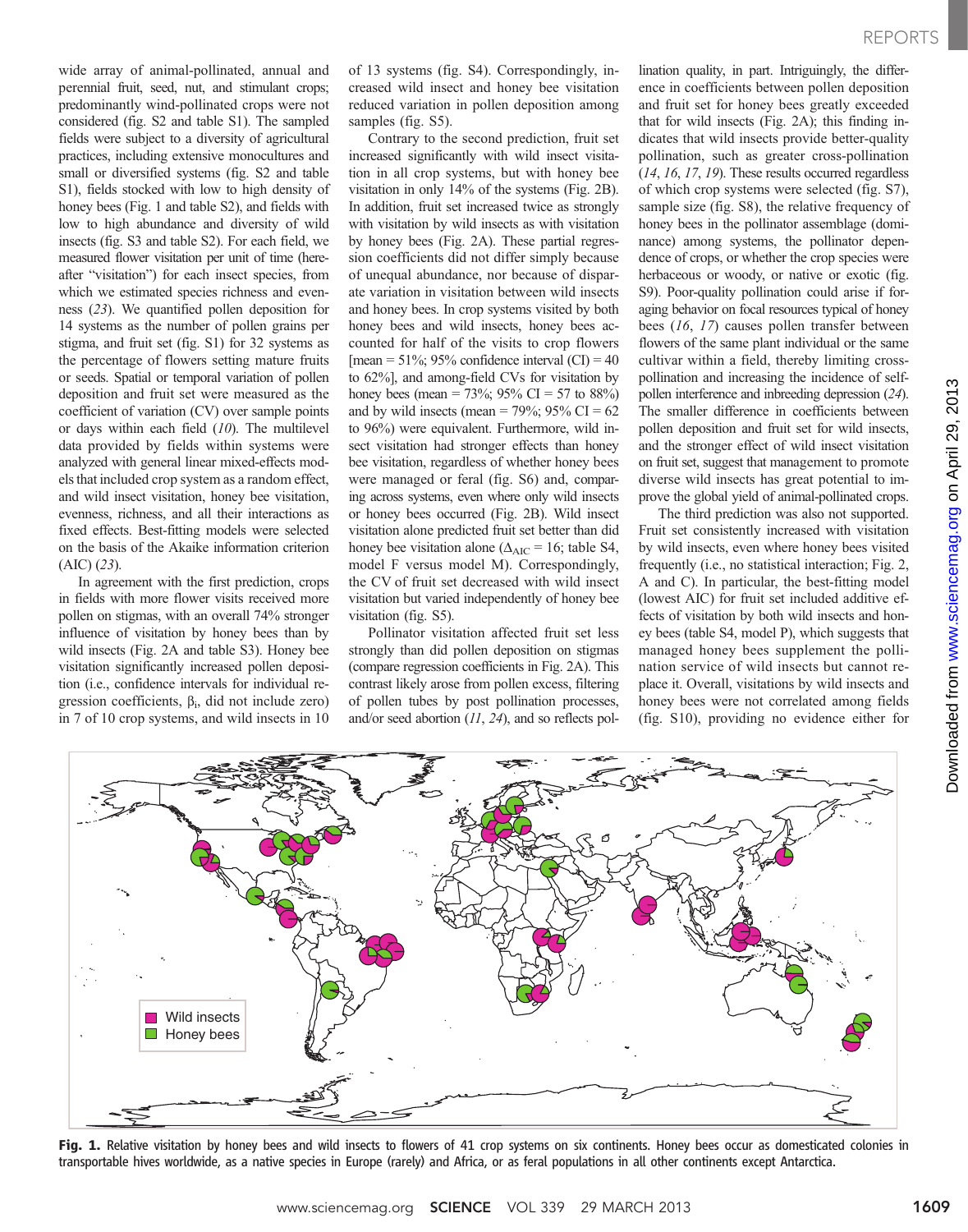wide array of animal-pollinated, annual and perennial fruit, seed, nut, and stimulant crops; predominantly wind-pollinated crops were not considered (fig. S2 and table S1). The sampled fields were subject to a diversity of agricultural practices, including extensive monocultures and small or diversified systems (fig. S2 and table S1), fields stocked with low to high density of honey bees (Fig. 1 and table S2), and fields with low to high abundance and diversity of wild insects (fig. S3 and table S2). For each field, we measured flower visitation per unit of time (hereafter "visitation") for each insect species, from which we estimated species richness and evenness (*23*). We quantified pollen deposition for 14 systems as the number of pollen grains per stigma, and fruit set (fig. S1) for 32 systems as the percentage of flowers setting mature fruits or seeds. Spatial or temporal variation of pollen deposition and fruit set were measured as the coefficient of variation (CV) over sample points or days within each field (*10*). The multilevel data provided by fields within systems were analyzed with general linear mixed-effects models that included crop system as a random effect, and wild insect visitation, honey bee visitation, evenness, richness, and all their interactions as fixed effects. Best-fitting models were selected on the basis of the Akaike information criterion (AIC) (*23*).

In agreement with the first prediction, crops in fields with more flower visits received more pollen on stigmas, with an overall 74% stronger influence of visitation by honey bees than by wild insects (Fig. 2A and table S3). Honey bee visitation significantly increased pollen deposition (i.e., confidence intervals for individual regression coefficients, $\beta_i$, did not include zero) in 7 of 10 crop systems, and wild insects in 10 of 13 systems (fig. S4). Correspondingly, increased wild insect and honey bee visitation reduced variation in pollen deposition among samples (fig. S5).

Contrary to the second prediction, fruit set increased significantly with wild insect visitation in all crop systems, but with honey bee visitation in only 14% of the systems (Fig. 2B). In addition, fruit set increased twice as strongly with visitation by wild insects as with visitation by honey bees (Fig. 2A). These partial regression coefficients did not differ simply because of unequal abundance, nor because of disparate variation in visitation between wild insects and honey bees. In crop systems visited by both honey bees and wild insects, honey bees accounted for half of the visits to crop flowers [mean = 51%; 95% confidence interval (CI) = 40 to 62%], and among-field CVs for visitation by honey bees (mean = 73%; 95% CI = 57 to 88%) and by wild insects (mean = 79%; 95% CI = 62 to 96%) were equivalent. Furthermore, wild insect visitation had stronger effects than honey bee visitation, regardless of whether honey bees were managed or feral (fig. S6) and, comparing across systems, even where only wild insects or honey bees occurred (Fig. 2B). Wild insect visitation alone predicted fruit set better than did honey bee visitation alone ($\Delta_{AIC}$ = 16; table S4, model F versus model M). Correspondingly, the CV of fruit set decreased with wild insect visitation but varied independently of honey bee visitation (fig. S5).

Pollinator visitation affected fruit set less strongly than did pollen deposition on stigmas (compare regression coefficients in Fig. 2A). This contrast likely arose from pollen excess, filtering of pollen tubes by post pollination processes, and/or seed abortion (*11*, *24*), and so reflects pollination quality, in part. Intriguingly, the difference in coefficients between pollen deposition and fruit set for honey bees greatly exceeded that for wild insects (Fig. 2A); this finding indicates that wild insects provide better-quality pollination, such as greater cross-pollination (*14*, *16*, *17*, *19*). These results occurred regardless of which crop systems were selected (fig. S7), sample size (fig. S8), the relative frequency of honey bees in the pollinator assemblage (dominance) among systems, the pollinator dependence of crops, or whether the crop species were herbaceous or woody, or native or exotic (fig. S9). Poor-quality pollination could arise if foraging behavior on focal resources typical of honey bees (*16*, *17*) causes pollen transfer between flowers of the same plant individual or the same cultivar within a field, thereby limiting cross-pollination and increasing the incidence of self-pollen interference and inbreeding depression (*24*). The smaller difference in coefficients between pollen deposition and fruit set for wild insects, and the stronger effect of wild insect visitation on fruit set, suggest that management to promote diverse wild insects has great potential to improve the global yield of animal-pollinated crops.

The third prediction was also not supported. Fruit set consistently increased with visitation by wild insects, even where honey bees visited frequently (i.e., no statistical interaction; Fig. 2, A and C). In particular, the best-fitting model (lowest AIC) for fruit set included additive effects of visitation by both wild insects and honey bees (table S4, model P), which suggests that managed honey bees supplement the pollination service of wild insects but cannot replace it. Overall, visitations by wild insects and honey bees were not correlated among fields (fig. S10), providing no evidence either for

**Fig. 1.** Relative visitation by honey bees and wild insects to flowers of 41 crop systems on six continents. Honey bees occur as domesticated colonies in transportable hives worldwide, as a native species in Europe (rarely) and Africa, or as feral populations in all other continents except Antarctica.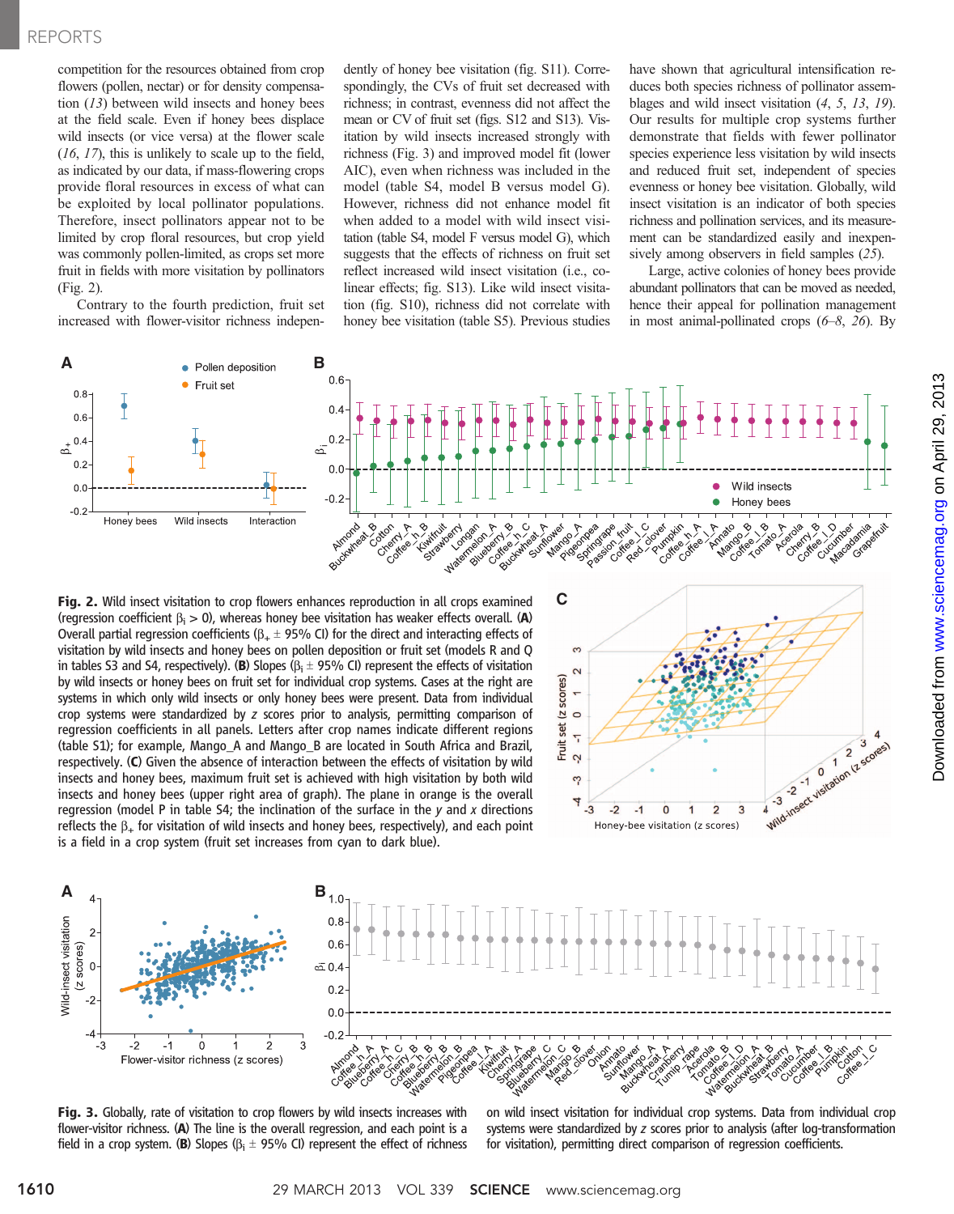competition for the resources obtained from crop flowers (pollen, nectar) or for density compensation (*13*) between wild insects and honey bees at the field scale. Even if honey bees displace wild insects (or vice versa) at the flower scale (*16*, *17*), this is unlikely to scale up to the field, as indicated by our data, if mass-flowering crops provide floral resources in excess of what can be exploited by local pollinator populations. Therefore, insect pollinators appear not to be limited by crop floral resources, but crop yield was commonly pollen-limited, as crops set more fruit in fields with more visitation by pollinators (Fig. 2).

Contrary to the fourth prediction, fruit set increased with flower-visitor richness independently of honey bee visitation (fig. S11). Correspondingly, the CVs of fruit set decreased with richness; in contrast, evenness did not affect the mean or CV of fruit set (figs. S12 and S13). Visitation by wild insects increased strongly with richness (Fig. 3) and improved model fit (lower AIC), even when richness was included in the model (table S4, model B versus model G). However, richness did not enhance model fit when added to a model with wild insect visitation (table S4, model F versus model G), which suggests that the effects of richness on fruit set reflect increased wild insect visitation (i.e., colinear effects; fig. S13). Like wild insect visitation (fig. S10), richness did not correlate with honey bee visitation (table S5). Previous studies have shown that agricultural intensification reduces both species richness of pollinator assemblages and wild insect visitation (*4*, *5*, *13*, *19*). Our results for multiple crop systems further demonstrate that fields with fewer pollinator species experience less visitation by wild insects and reduced fruit set, independent of species evenness or honey bee visitation. Globally, wild insect visitation is an indicator of both species richness and pollination services, and its measurement can be standardized easily and inexpensively among observers in field samples (*25*).

Large, active colonies of honey bees provide abundant pollinators that can be moved as needed, hence their appeal for pollination management in most animal-pollinated crops (*6*–*8*, *26*). By

**Fig. 2.** Wild insect visitation to crop flowers enhances reproduction in all crops examined (regression coefficient $\beta_i > 0$), whereas honey bee visitation has weaker effects overall. (**A**) Overall partial regression coefficients ($\beta_+ \pm$ 95% CI) for the direct and interacting effects of visitation by wild insects and honey bees on pollen deposition or fruit set (models R and Q in tables S3 and S4, respectively). (**B**) Slopes ($\beta_i \pm$ 95% CI) represent the effects of visitation by wild insects or honey bees on fruit set for individual crop systems. Cases at the right are systems in which only wild insects or only honey bees were present. Data from individual crop systems were standardized by *z* scores prior to analysis, permitting comparison of regression coefficients in all panels. Letters after crop names indicate different regions (table S1); for example, Mango_A and Mango_B are located in South Africa and Brazil, respectively. (**C**) Given the absence of interaction between the effects of visitation by wild insects and honey bees, maximum fruit set is achieved with high visitation by both wild insects and honey bees (upper right area of graph). The plane in orange is the overall regression (model P in table S4; the inclination of the surface in the *y* and *x* directions reflects the $\beta_+$ for visitation of wild insects and honey bees, respectively), and each point is a field in a crop system (fruit set increases from cyan to dark blue).

**Fig. 3.** Globally, rate of visitation to crop flowers by wild insects increases with flower-visitor richness. (**A**) The line is the overall regression, and each point is a field in a crop system. (**B**) Slopes ($\beta_i \pm$ 95% CI) represent the effect of richness on wild insect visitation for individual crop systems. Data from individual crop systems were standardized by *z* scores prior to analysis (after log-transformation for visitation), permitting direct comparison of regression coefficients.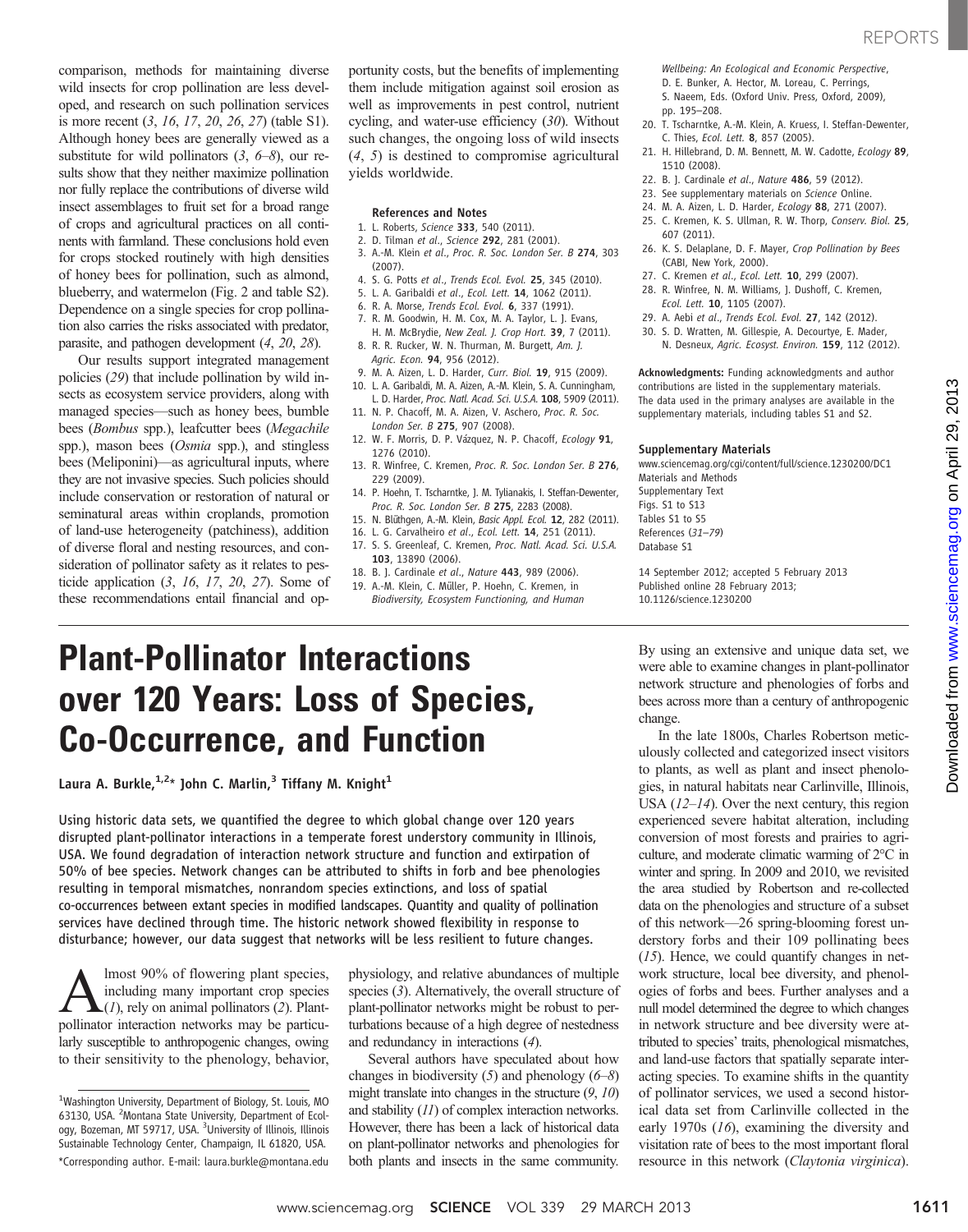comparison, methods for maintaining diverse wild insects for crop pollination are less developed, and research on such pollination services is more recent (*3*, *16*, *17*, *20*, *26*, *27*) (table S1). Although honey bees are generally viewed as a substitute for wild pollinators (*3*, *6*–*8*), our results show that they neither maximize pollination nor fully replace the contributions of diverse wild insect assemblages to fruit set for a broad range of crops and agricultural practices on all continents with farmland. These conclusions hold even for crops stocked routinely with high densities of honey bees for pollination, such as almond, blueberry, and watermelon (Fig. 2 and table S2). Dependence on a single species for crop pollination also carries the risks associated with predator, parasite, and pathogen development (*4*, *20*, *28*).

Our results support integrated management policies (*29*) that include pollination by wild insects as ecosystem service providers, along with managed species—such as honey bees, bumble bees (*Bombus* spp.), leafcutter bees (*Megachile* spp.), mason bees (*Osmia* spp.), and stingless bees (Meliponini)—as agricultural inputs, where they are not invasive species. Such policies should include conservation or restoration of natural or seminatural areas within croplands, promotion of land-use heterogeneity (patchiness), addition of diverse floral and nesting resources, and consideration of pollinator safety as it relates to pesticide application (*3*, *16*, *17*, *20*, *27*). Some of these recommendations entail financial and opportunity costs, but the benefits of implementing them include mitigation against soil erosion as well as improvements in pest control, nutrient cycling, and water-use efficiency (*30*). Without such changes, the ongoing loss of wild insects (*4*, *5*) is destined to compromise agricultural yields worldwide.

**References and Notes**

1. L. Roberts, *Science* **333**, 540 (2011).
2. D. Tilman *et al.*, *Science* **292**, 281 (2001).
3. A.-M. Klein *et al.*, *Proc. R. Soc. London Ser. B* **274**, 303 (2007).
4. S. G. Potts *et al.*, *Trends Ecol. Evol.* **25**, 345 (2010).
5. L. A. Garibaldi *et al.*, *Ecol. Lett.* **14**, 1062 (2011).
6. R. A. Morse, *Trends Ecol. Evol.* **6**, 337 (1991).
7. R. M. Goodwin, H. M. Cox, M. A. Taylor, L. J. Evans, H. M. McBrydie, *New Zeal. J. Crop Hort.* **39**, 7 (2011).
8. R. R. Rucker, W. N. Thurman, M. Burgett, *Am. J. Agric. Econ.* **94**, 956 (2012).
9. M. A. Aizen, L. D. Harder, *Curr. Biol.* **19**, 915 (2009).
10. L. A. Garibaldi, M. A. Aizen, A.-M. Klein, S. A. Cunningham, L. D. Harder, *Proc. Natl. Acad. Sci. U.S.A.* **108**, 5909 (2011).
11. N. P. Chacoff, M. A. Aizen, V. Aschero, *Proc. R. Soc. London Ser. B* **275**, 907 (2008).
12. W. F. Morris, D. P. Vázquez, N. P. Chacoff, *Ecology* **91**, 1276 (2010).
13. R. Winfree, C. Kremen, *Proc. R. Soc. London Ser. B* **276**, 229 (2009).
14. P. Hoehn, T. Tscharntke, J. M. Tylianakis, I. Steffan-Dewenter, *Proc. R. Soc. London Ser. B* **275**, 2283 (2008).
15. N. Blüthgen, A.-M. Klein, *Basic Appl. Ecol.* **12**, 282 (2011).
16. L. G. Carvalheiro *et al.*, *Ecol. Lett.* **14**, 251 (2011).
17. S. S. Greenleaf, C. Kremen, *Proc. Natl. Acad. Sci. U.S.A.* **103**, 13890 (2006).
18. B. J. Cardinale *et al.*, *Nature* **443**, 989 (2006).
19. A.-M. Klein, C. Müller, P. Hoehn, C. Kremen, in *Biodiversity, Ecosystem Functioning, and Human Wellbeing: An Ecological and Economic Perspective*, D. E. Bunker, A. Hector, M. Loreau, C. Perrings, S. Naeem, Eds. (Oxford Univ. Press, Oxford, 2009), pp. 195–208.
20. T. Tscharntke, A.-M. Klein, A. Kruess, I. Steffan-Dewenter, C. Thies, *Ecol. Lett.* **8**, 857 (2005).
21. H. Hillebrand, D. M. Bennett, M. W. Cadotte, *Ecology* **89**, 1510 (2008).
22. B. J. Cardinale *et al.*, *Nature* **486**, 59 (2012).
23. See supplementary materials on *Science* Online.
24. M. A. Aizen, L. D. Harder, *Ecology* **88**, 271 (2007).
25. C. Kremen, K. S. Ullman, R. W. Thorp, *Conserv. Biol.* **25**, 607 (2011).
26. K. S. Delaplane, D. F. Mayer, *Crop Pollination by Bees* (CABI, New York, 2000).
27. C. Kremen *et al.*, *Ecol. Lett.* **10**, 299 (2007).
28. R. Winfree, N. M. Williams, J. Dushoff, C. Kremen, *Ecol. Lett.* **10**, 1105 (2007).
29. A. Aebi *et al.*, *Trends Ecol. Evol.* **27**, 142 (2012).
30. S. D. Wratten, M. Gillespie, A. Decourtye, E. Mader, N. Desneux, *Agric. Ecosyst. Environ.* **159**, 112 (2012).

**Acknowledgments:** Funding acknowledgments and author contributions are listed in the supplementary materials. The data used in the primary analyses are available in the supplementary materials, including tables S1 and S2.

**Supplementary Materials**

www.sciencemag.org/cgi/content/full/science.1230200/DC1
Materials and Methods
Supplementary Text
Figs. S1 to S13
Tables S1 to S5
References (*31*–*79*)
Database S1

14 September 2012; accepted 5 February 2013
Published online 28 February 2013;
10.1126/science.1230200

# Plant-Pollinator Interactions over 120 Years: Loss of Species, Co-Occurrence, and Function

**Laura A. Burkle,[1,2]* John C. Marlin,[3] Tiffany M. Knight[1]**

Using historic data sets, we quantified the degree to which global change over 120 years disrupted plant-pollinator interactions in a temperate forest understory community in Illinois, USA. We found degradation of interaction network structure and function and extirpation of 50% of bee species. Network changes can be attributed to shifts in forb and bee phenologies resulting in temporal mismatches, nonrandom species extinctions, and loss of spatial co-occurrences between extant species in modified landscapes. Quantity and quality of pollination services have declined through time. The historic network showed flexibility in response to disturbance; however, our data suggest that networks will be less resilient to future changes.

Almost 90% of flowering plant species, including many important crop species (*1*), rely on animal pollinators (*2*). Plant-pollinator interaction networks may be particularly susceptible to anthropogenic changes, owing to their sensitivity to the phenology, behavior, physiology, and relative abundances of multiple species (*3*). Alternatively, the overall structure of plant-pollinator networks might be robust to perturbations because of a high degree of nestedness and redundancy in interactions (*4*).

Several authors have speculated about how changes in biodiversity (*5*) and phenology (*6*–*8*) might translate into changes in the structure (*9*, *10*) and stability (*11*) of complex interaction networks. However, there has been a lack of historical data on plant-pollinator networks and phenologies for both plants and insects in the same community. By using an extensive and unique data set, we were able to examine changes in plant-pollinator network structure and phenologies of forbs and bees across more than a century of anthropogenic change.

In the late 1800s, Charles Robertson meticulously collected and categorized insect visitors to plants, as well as plant and insect phenologies, in natural habitats near Carlinville, Illinois, USA (*12*–*14*). Over the next century, this region experienced severe habitat alteration, including conversion of most forests and prairies to agriculture, and moderate climatic warming of 2°C in winter and spring. In 2009 and 2010, we revisited the area studied by Robertson and re-collected data on the phenologies and structure of a subset of this network—26 spring-blooming forest understory forbs and their 109 pollinating bees (*15*). Hence, we could quantify changes in network structure, local bee diversity, and phenologies of forbs and bees. Further analyses and a null model determined the degree to which changes in network structure and bee diversity were attributed to species' traits, phenological mismatches, and land-use factors that spatially separate interacting species. To examine shifts in the quantity of pollinator services, we used a second historical data set from Carlinville collected in the early 1970s (*16*), examining the diversity and visitation rate of bees to the most important floral resource in this network (*Claytonia virginica*).

[1]Washington University, Department of Biology, St. Louis, MO 63130, USA. [2]Montana State University, Department of Ecology, Bozeman, MT 59717, USA. [3]University of Illinois, Illinois Sustainable Technology Center, Champaign, IL 61820, USA.

*Corresponding author. E-mail: laura.burkle@montana.edu